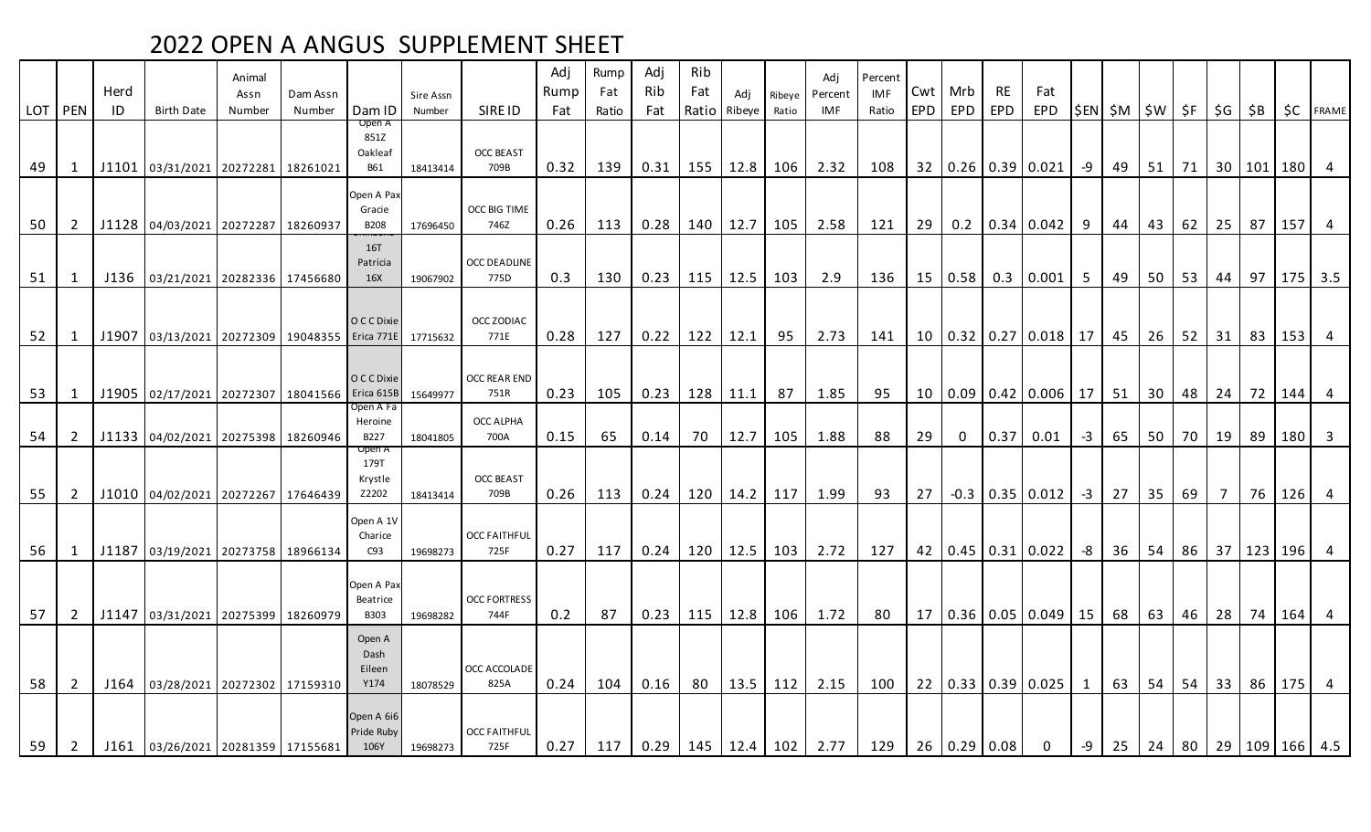# 2022 OPEN A ANGUS SUPPLEMENT SHEET

| LOT | PEN | Herd ID | Birth Date | Animal Assn Number | Dam Assn Number | Dam ID | Sire Assn Number | SIRE ID | Adj Rump Fat | Rump Fat Ratio | Adj Rib Fat | Rib Fat Ratio | Adj Ribeye | Ribeye Ratio | Adj Percent IMF | Percent IMF Ratio | Cwt EPD | Mrb EPD | RE EPD | Fat EPD | $EN | $M | $W | $F | $G | $B | $C | FRAME |
|---|---|---|---|---|---|---|---|---|---|---|---|---|---|---|---|---|---|---|---|---|---|---|---|---|---|---|---|---|
| 49 | 1 | J1101 | 03/31/2021 | 20272281 | 18261021 | Open A 851Z Oakleaf B61 | 18413414 | OCC BEAST 709B | 0.32 | 139 | 0.31 | 155 | 12.8 | 106 | 2.32 | 108 | 32 | 0.26 | 0.39 | 0.021 | -9 | 49 | 51 | 71 | 30 | 101 | 180 | 4 |
| 50 | 2 | J1128 | 04/03/2021 | 20272287 | 18260937 | Open A Pax Gracie B208 | 17696450 | OCC BIG TIME 746Z | 0.26 | 113 | 0.28 | 140 | 12.7 | 105 | 2.58 | 121 | 29 | 0.2 | 0.34 | 0.042 | 9 | 44 | 43 | 62 | 25 | 87 | 157 | 4 |
| 51 | 1 | J136 | 03/21/2021 | 20282336 | 17456680 | 16T Patricia 16X | 19067902 | OCC DEADLINE 775D | 0.3 | 130 | 0.23 | 115 | 12.5 | 103 | 2.9 | 136 | 15 | 0.58 | 0.3 | 0.001 | 5 | 49 | 50 | 53 | 44 | 97 | 175 | 3.5 |
| 52 | 1 | J1907 | 03/13/2021 | 20272309 | 19048355 | O C C Dixie Erica 771E | 17715632 | OCC ZODIAC 771E | 0.28 | 127 | 0.22 | 122 | 12.1 | 95 | 2.73 | 141 | 10 | 0.32 | 0.27 | 0.018 | 17 | 45 | 26 | 52 | 31 | 83 | 153 | 4 |
| 53 | 1 | J1905 | 02/17/2021 | 20272307 | 18041566 | O C C Dixie Erica 615B | 15649977 | OCC REAR END 751R | 0.23 | 105 | 0.23 | 128 | 11.1 | 87 | 1.85 | 95 | 10 | 0.09 | 0.42 | 0.006 | 17 | 51 | 30 | 48 | 24 | 72 | 144 | 4 |
| 54 | 2 | J1133 | 04/02/2021 | 20275398 | 18260946 | Open A Fa Heroine B227 | 18041805 | OCC ALPHA 700A | 0.15 | 65 | 0.14 | 70 | 12.7 | 105 | 1.88 | 88 | 29 | 0 | 0.37 | 0.01 | -3 | 65 | 50 | 70 | 19 | 89 | 180 | 3 |
| 55 | 2 | J1010 | 04/02/2021 | 20272267 | 17646439 | Open A 179T Krystle Z2202 | 18413414 | OCC BEAST 709B | 0.26 | 113 | 0.24 | 120 | 14.2 | 117 | 1.99 | 93 | 27 | -0.3 | 0.35 | 0.012 | -3 | 27 | 35 | 69 | 7 | 76 | 126 | 4 |
| 56 | 1 | J1187 | 03/19/2021 | 20273758 | 18966134 | Open A 1V Charice C93 | 19698273 | OCC FAITHFUL 725F | 0.27 | 117 | 0.24 | 120 | 12.5 | 103 | 2.72 | 127 | 42 | 0.45 | 0.31 | 0.022 | -8 | 36 | 54 | 86 | 37 | 123 | 196 | 4 |
| 57 | 2 | J1147 | 03/31/2021 | 20275399 | 18260979 | Open A Pax Beatrice B303 | 19698282 | OCC FORTRESS 744F | 0.2 | 87 | 0.23 | 115 | 12.8 | 106 | 1.72 | 80 | 17 | 0.36 | 0.05 | 0.049 | 15 | 68 | 63 | 46 | 28 | 74 | 164 | 4 |
| 58 | 2 | J164 | 03/28/2021 | 20272302 | 17159310 | Open A Dash Eileen Y174 | 18078529 | OCC ACCOLADE 825A | 0.24 | 104 | 0.16 | 80 | 13.5 | 112 | 2.15 | 100 | 22 | 0.33 | 0.39 | 0.025 | 1 | 63 | 54 | 54 | 33 | 86 | 175 | 4 |
| 59 | 2 | J161 | 03/26/2021 | 20281359 | 17155681 | Open A 6i6 Pride Ruby 106Y | 19698273 | OCC FAITHFUL 725F | 0.27 | 117 | 0.29 | 145 | 12.4 | 102 | 2.77 | 129 | 26 | 0.29 | 0.08 | 0 | -9 | 25 | 24 | 80 | 29 | 109 | 166 | 4.5 |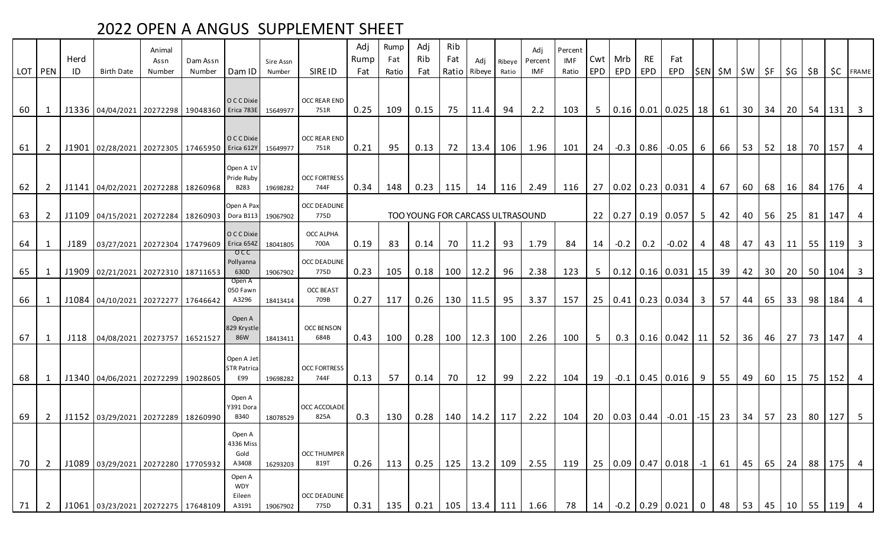# 2022 OPEN A ANGUS SUPPLEMENT SHEET

| LOT | PEN | Herd ID | Birth Date | Animal Assn Number | Dam Assn Number | Dam ID | Sire Assn Number | SIRE ID | Adj Rump Fat | Rump Fat Ratio | Adj Rib Fat | Rib Fat Ratio | Adj Ribeye | Ribeye Ratio | Adj Percent IMF | Percent IMF Ratio | Cwt EPD | Mrb EPD | RE EPD | Fat EPD | $EN | $M | $W | $F | $G | $B | $C | FRAME |
|---|---|---|---|---|---|---|---|---|---|---|---|---|---|---|---|---|---|---|---|---|---|---|---|---|---|---|---|---|
| 60 | 1 | J1336 | 04/04/2021 | 20272298 | 19048360 | O C C Dixie Erica 783E | 15649977 | OCC REAR END 751R | 0.25 | 109 | 0.15 | 75 | 11.4 | 94 | 2.2 | 103 | 5 | 0.16 | 0.01 | 0.025 | 18 | 61 | 30 | 34 | 20 | 54 | 131 | 3 |
| 61 | 2 | J1901 | 02/28/2021 | 20272305 | 17465950 | O C C Dixie Erica 612Y | 15649977 | OCC REAR END 751R | 0.21 | 95 | 0.13 | 72 | 13.4 | 106 | 1.96 | 101 | 24 | -0.3 | 0.86 | -0.05 | 6 | 66 | 53 | 52 | 18 | 70 | 157 | 4 |
| 62 | 2 | J1141 | 04/02/2021 | 20272288 | 18260968 | Open A 1V Pride Ruby B283 | 19698282 | OCC FORTRESS 744F | 0.34 | 148 | 0.23 | 115 | 14 | 116 | 2.49 | 116 | 27 | 0.02 | 0.23 | 0.031 | 4 | 67 | 60 | 68 | 16 | 84 | 176 | 4 |
| 63 | 2 | J1109 | 04/15/2021 | 20272284 | 18260903 | Open A Pax Dora B113 | 19067902 | OCC DEADLINE 775D | TOO YOUNG FOR CARCASS ULTRASOUND | | | | | | | | 22 | 0.27 | 0.19 | 0.057 | 5 | 42 | 40 | 56 | 25 | 81 | 147 | 4 |
| 64 | 1 | J189 | 03/27/2021 | 20272304 | 17479609 | O C C Dixie Erica 654Z | 18041805 | OCC ALPHA 700A | 0.19 | 83 | 0.14 | 70 | 11.2 | 93 | 1.79 | 84 | 14 | -0.2 | 0.2 | -0.02 | 4 | 48 | 47 | 43 | 11 | 55 | 119 | 3 |
| 65 | 1 | J1909 | 02/21/2021 | 20272310 | 18711653 | O C C Pollyanna 630D | 19067902 | OCC DEADLINE 775D | 0.23 | 105 | 0.18 | 100 | 12.2 | 96 | 2.38 | 123 | 5 | 0.12 | 0.16 | 0.031 | 15 | 39 | 42 | 30 | 20 | 50 | 104 | 3 |
| 66 | 1 | J1084 | 04/10/2021 | 20272277 | 17646642 | Open A 050 Fawn A3296 | 18413414 | OCC BEAST 709B | 0.27 | 117 | 0.26 | 130 | 11.5 | 95 | 3.37 | 157 | 25 | 0.41 | 0.23 | 0.034 | 3 | 57 | 44 | 65 | 33 | 98 | 184 | 4 |
| 67 | 1 | J118 | 04/08/2021 | 20273757 | 16521527 | Open A 829 Krystle 86W | 18413411 | OCC BENSON 684B | 0.43 | 100 | 0.28 | 100 | 12.3 | 100 | 2.26 | 100 | 5 | 0.3 | 0.16 | 0.042 | 11 | 52 | 36 | 46 | 27 | 73 | 147 | 4 |
| 68 | 1 | J1340 | 04/06/2021 | 20272299 | 19028605 | Open A Jet STR Patrica E99 | 19698282 | OCC FORTRESS 744F | 0.13 | 57 | 0.14 | 70 | 12 | 99 | 2.22 | 104 | 19 | -0.1 | 0.45 | 0.016 | 9 | 55 | 49 | 60 | 15 | 75 | 152 | 4 |
| 69 | 2 | J1152 | 03/29/2021 | 20272289 | 18260990 | Open A Y391 Dora B340 | 18078529 | OCC ACCOLADE 825A | 0.3 | 130 | 0.28 | 140 | 14.2 | 117 | 2.22 | 104 | 20 | 0.03 | 0.44 | -0.01 | -15 | 23 | 34 | 57 | 23 | 80 | 127 | 5 |
| 70 | 2 | J1089 | 03/29/2021 | 20272280 | 17705932 | Open A 4336 Miss Gold A3408 | 16293203 | OCC THUMPER 819T | 0.26 | 113 | 0.25 | 125 | 13.2 | 109 | 2.55 | 119 | 25 | 0.09 | 0.47 | 0.018 | -1 | 61 | 45 | 65 | 24 | 88 | 175 | 4 |
| 71 | 2 | J1061 | 03/23/2021 | 20272275 | 17648109 | Open A WDY Eileen A3191 | 19067902 | OCC DEADLINE 775D | 0.31 | 135 | 0.21 | 105 | 13.4 | 111 | 1.66 | 78 | 14 | -0.2 | 0.29 | 0.021 | 0 | 48 | 53 | 45 | 10 | 55 | 119 | 4 |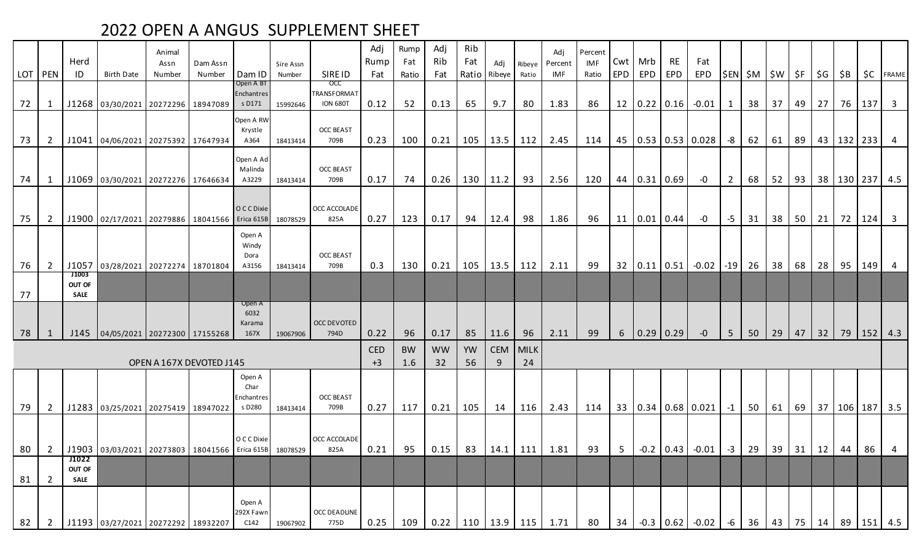# 2022 OPEN A ANGUS SUPPLEMENT SHEET

| LOT | PEN | Herd ID | Birth Date | Animal Assn Number | Dam Assn Number | Dam ID | Sire Assn Number | SIRE ID | Adj Rump Fat | Rump Fat Ratio | Adj Rib Fat | Rib Fat Ratio | Adj Ribeye | Ribeye Ratio | Adj Percent IMF | Percent IMF Ratio | Cwt EPD | Mrb EPD | RE EPD | Fat EPD | $EN | $M | $W | $F | $G | $B | $C | FRAME |
|---|---|---|---|---|---|---|---|---|---|---|---|---|---|---|---|---|---|---|---|---|---|---|---|---|---|---|---|---|
| 72 | 1 | J1268 | 03/30/2021 | 20272296 | 18947089 | Open A BT Enchantress D171 | 15992646 | OCC TRANSFORMATION 680T | 0.12 | 52 | 0.13 | 65 | 9.7 | 80 | 1.83 | 86 | 12 | 0.22 | 0.16 | -0.01 | 1 | 38 | 37 | 49 | 27 | 76 | 137 | 3 |
| 73 | 2 | J1041 | 04/06/2021 | 20275392 | 17647934 | Open A RW Krystle A364 | 18413414 | OCC BEAST 709B | 0.23 | 100 | 0.21 | 105 | 13.5 | 112 | 2.45 | 114 | 45 | 0.53 | 0.53 | 0.028 | -8 | 62 | 61 | 89 | 43 | 132 | 233 | 4 |
| 74 | 1 | J1069 | 03/30/2021 | 20272276 | 17646634 | Open A Ad Malinda A3229 | 18413414 | OCC BEAST 709B | 0.17 | 74 | 0.26 | 130 | 11.2 | 93 | 2.56 | 120 | 44 | 0.31 | 0.69 | -0 | 2 | 68 | 52 | 93 | 38 | 130 | 237 | 4.5 |
| 75 | 2 | J1900 | 02/17/2021 | 20279886 | 18041566 | O C C Dixie Erica 615B | 18078529 | OCC ACCOLADE 825A | 0.27 | 123 | 0.17 | 94 | 12.4 | 98 | 1.86 | 96 | 11 | 0.01 | 0.44 | -0 | -5 | 31 | 38 | 50 | 21 | 72 | 124 | 3 |
| 76 | 2 | J1057 | 03/28/2021 | 20272274 | 18701804 | Open A Windy Dora A3156 | 18413414 | OCC BEAST 709B | 0.3 | 130 | 0.21 | 105 | 13.5 | 112 | 2.11 | 99 | 32 | 0.11 | 0.51 | -0.02 | -19 | 26 | 38 | 68 | 28 | 95 | 149 | 4 |
| 77 | | J1003 OUT OF SALE | | | | | | | | | | | | | | | | | | | | | | | | | | |
| 78 | 1 | J145 | 04/05/2021 | 20272300 | 17155268 | Open A 6032 Karama 167X | 19067906 | OCC DEVOTED 794D | 0.22 | 96 | 0.17 | 85 | 11.6 | 96 | 2.11 | 99 | 6 | 0.29 | 0.29 | -0 | 5 | 50 | 29 | 47 | 32 | 79 | 152 | 4.3 |
| | | | | OPEN A 167X DEVOTED J145 | | | | | CED | BW | WW | YW | CEM | MILK | | | | | | | | | | | | | | |
| | | | | | | | | | +3 | 1.6 | 32 | 56 | 9 | 24 | | | | | | | | | | | | | | |
| 79 | 2 | J1283 | 03/25/2021 | 20275419 | 18947022 | Open A Char Enchantress D280 | 18413414 | OCC BEAST 709B | 0.27 | 117 | 0.21 | 105 | 14 | 116 | 2.43 | 114 | 33 | 0.34 | 0.68 | 0.021 | -1 | 50 | 61 | 69 | 37 | 106 | 187 | 3.5 |
| 80 | 2 | J1903 | 03/03/2021 | 20273803 | 18041566 | O C C Dixie Erica 615B | 18078529 | OCC ACCOLADE 825A | 0.21 | 95 | 0.15 | 83 | 14.1 | 111 | 1.81 | 93 | 5 | -0.2 | 0.43 | -0.01 | -3 | 29 | 39 | 31 | 12 | 44 | 86 | 4 |
| 81 | 2 | J1022 OUT OF SALE | | | | | | | | | | | | | | | | | | | | | | | | | | |
| 82 | 2 | J1193 | 03/27/2021 | 20272292 | 18932207 | Open A 292X Fawn C142 | 19067902 | OCC DEADLINE 775D | 0.25 | 109 | 0.22 | 110 | 13.9 | 115 | 1.71 | 80 | 34 | -0.3 | 0.62 | -0.02 | -6 | 36 | 43 | 75 | 14 | 89 | 151 | 4.5 |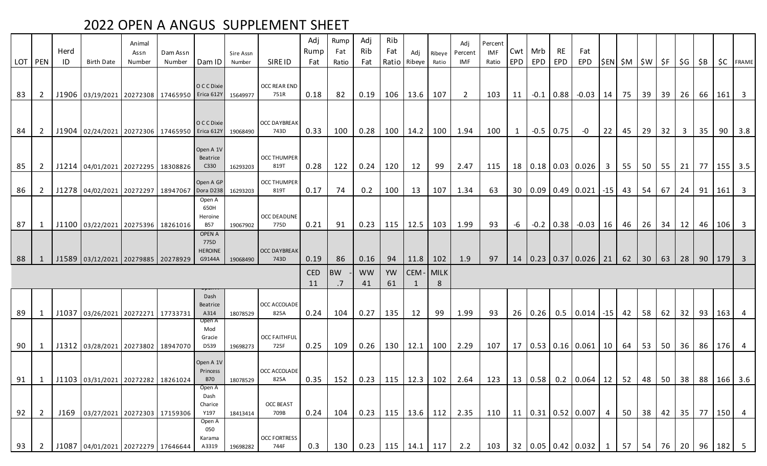# 2022 OPEN A ANGUS SUPPLEMENT SHEET

| LOT | PEN | Herd ID | Birth Date | Animal Assn Number | Dam Assn Number | Dam ID | Sire Assn Number | SIRE ID | Adj Rump Fat | Rump Fat Ratio | Adj Rib Fat | Rib Fat Ratio | Adj Ribeye | Ribeye Ratio | Adj Percent IMF | Percent IMF Ratio | Cwt EPD | Mrb EPD | RE EPD | Fat EPD | $EN | $M | $W | $F | $G | $B | $C | FRAME |
|---|---|---|---|---|---|---|---|---|---|---|---|---|---|---|---|---|---|---|---|---|---|---|---|---|---|---|---|---|
| 83 | 2 | J1906 | 03/19/2021 | 20272308 | 17465950 | O C C Dixie Erica 612Y | 15649977 | OCC REAR END 751R | 0.18 | 82 | 0.19 | 106 | 13.6 | 107 | 2 | 103 | 11 | -0.1 | 0.88 | -0.03 | 14 | 75 | 39 | 39 | 26 | 66 | 161 | 3 |
| 84 | 2 | J1904 | 02/24/2021 | 20272306 | 17465950 | O C C Dixie Erica 612Y | 19068490 | OCC DAYBREAK 743D | 0.33 | 100 | 0.28 | 100 | 14.2 | 100 | 1.94 | 100 | 1 | -0.5 | 0.75 | -0 | 22 | 45 | 29 | 32 | 3 | 35 | 90 | 3.8 |
| 85 | 2 | J1214 | 04/01/2021 | 20272295 | 18308826 | Open A 1V Beatrice C330 | 16293203 | OCC THUMPER 819T | 0.28 | 122 | 0.24 | 120 | 12 | 99 | 2.47 | 115 | 18 | 0.18 | 0.03 | 0.026 | 3 | 55 | 50 | 55 | 21 | 77 | 155 | 3.5 |
| 86 | 2 | J1278 | 04/02/2021 | 20272297 | 18947067 | Open A GP Dora D238 | 16293203 | OCC THUMPER 819T | 0.17 | 74 | 0.2 | 100 | 13 | 107 | 1.34 | 63 | 30 | 0.09 | 0.49 | 0.021 | -15 | 43 | 54 | 67 | 24 | 91 | 161 | 3 |
| 87 | 1 | J1100 | 03/22/2021 | 20275396 | 18261016 | Open A 650H Heroine B57 | 19067902 | OCC DEADLINE 775D | 0.21 | 91 | 0.23 | 115 | 12.5 | 103 | 1.99 | 93 | -6 | -0.2 | 0.38 | -0.03 | 16 | 46 | 26 | 34 | 12 | 46 | 106 | 3 |
| 88 | 1 | J1589 | 03/12/2021 | 20279885 | 20278929 | OPEN A 775D HEROINE G9144A | 19068490 | OCC DAYBREAK 743D | 0.19 | 86 | 0.16 | 94 | 11.8 | 102 | 1.9 | 97 | 14 | 0.23 | 0.37 | 0.026 | 21 | 62 | 30 | 63 | 28 | 90 | 179 | 3 |
| | | | | | | | | | CED 11 | BW -.7 | WW 41 | YW 61 | CEM 1 | MILK 8 | | | | | | | | | | | | | | |
| 89 | 1 | J1037 | 03/26/2021 | 20272271 | 17733731 | Open A Dash Beatrice A314 | 18078529 | OCC ACCOLADE 825A | 0.24 | 104 | 0.27 | 135 | 12 | 99 | 1.99 | 93 | 26 | 0.26 | 0.5 | 0.014 | -15 | 42 | 58 | 62 | 32 | 93 | 163 | 4 |
| 90 | 1 | J1312 | 03/28/2021 | 20273802 | 18947070 | Open A Mod Gracie D539 | 19698273 | OCC FAITHFUL 725F | 0.25 | 109 | 0.26 | 130 | 12.1 | 100 | 2.29 | 107 | 17 | 0.53 | 0.16 | 0.061 | 10 | 64 | 53 | 50 | 36 | 86 | 176 | 4 |
| 91 | 1 | J1103 | 03/31/2021 | 20272282 | 18261024 | Open A 1V Princess B70 | 18078529 | OCC ACCOLADE 825A | 0.35 | 152 | 0.23 | 115 | 12.3 | 102 | 2.64 | 123 | 13 | 0.58 | 0.2 | 0.064 | 12 | 52 | 48 | 50 | 38 | 88 | 166 | 3.6 |
| 92 | 2 | J169 | 03/27/2021 | 20272303 | 17159306 | Open A Dash Charice Y197 | 18413414 | OCC BEAST 709B | 0.24 | 104 | 0.23 | 115 | 13.6 | 112 | 2.35 | 110 | 11 | 0.31 | 0.52 | 0.007 | 4 | 50 | 38 | 42 | 35 | 77 | 150 | 4 |
| 93 | 2 | J1087 | 04/01/2021 | 20272279 | 17646644 | Open A 050 Karama A3319 | 19698282 | OCC FORTRESS 744F | 0.3 | 130 | 0.23 | 115 | 14.1 | 117 | 2.2 | 103 | 32 | 0.05 | 0.42 | 0.032 | 1 | 57 | 54 | 76 | 20 | 96 | 182 | 5 |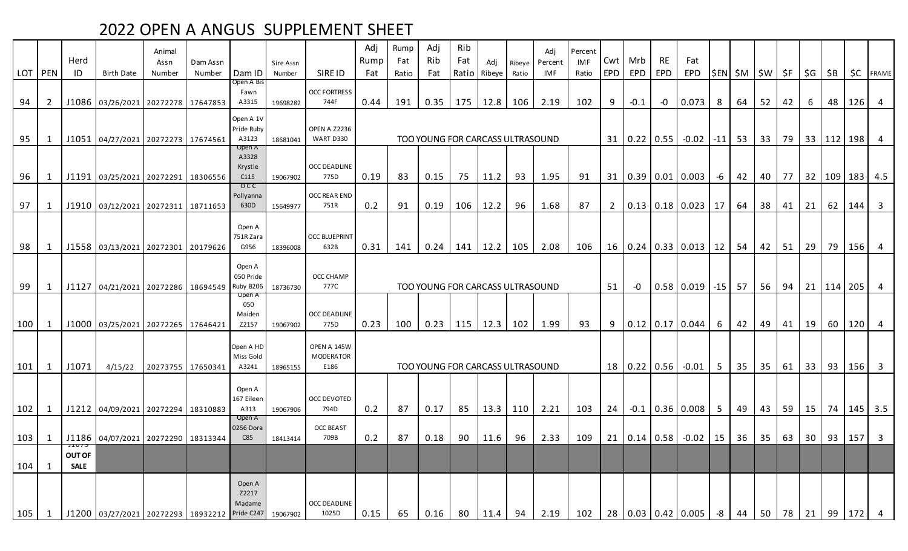# 2022 OPEN A ANGUS SUPPLEMENT SHEET

| LOT | PEN | Herd ID | Birth Date | Animal Assn Number | Dam Assn Number | Dam ID | Sire Assn Number | SIRE ID | Adj Rump Fat | Rump Fat Ratio | Adj Rib Fat | Rib Fat Ratio | Adj Ribeye | Ribeye Ratio | Adj Percent IMF | Percent IMF Ratio | Cwt EPD | Mrb EPD | RE EPD | Fat EPD | $EN | $M | $W | $F | $G | $B | $C | FRAME |
|---|---|---|---|---|---|---|---|---|---|---|---|---|---|---|---|---|---|---|---|---|---|---|---|---|---|---|---|---|
| 94 | 2 | J1086 | 03/26/2021 | 20272278 | 17647853 | Open A Bis Fawn A3315 | 19698282 | OCC FORTRESS 744F | 0.44 | 191 | 0.35 | 175 | 12.8 | 106 | 2.19 | 102 | 9 | -0.1 | -0 | 0.073 | 8 | 64 | 52 | 42 | 6 | 48 | 126 | 4 |
| 95 | 1 | J1051 | 04/27/2021 | 20272273 | 17674561 | Open A 1V Pride Ruby A3123 | 18681041 | OPEN A Z2236 WART D330 | TOO YOUNG FOR CARCASS ULTRASOUND | | | | | | | | 31 | 0.22 | 0.55 | -0.02 | -11 | 53 | 33 | 79 | 33 | 112 | 198 | 4 |
| 96 | 1 | J1191 | 03/25/2021 | 20272291 | 18306556 | Open A A3328 Krystle C115 | 19067902 | OCC DEADLINE 775D | 0.19 | 83 | 0.15 | 75 | 11.2 | 93 | 1.95 | 91 | 31 | 0.39 | 0.01 | 0.003 | -6 | 42 | 40 | 77 | 32 | 109 | 183 | 4.5 |
| 97 | 1 | J1910 | 03/12/2021 | 20272311 | 18711653 | O C C Pollyanna 630D | 15649977 | OCC REAR END 751R | 0.2 | 91 | 0.19 | 106 | 12.2 | 96 | 1.68 | 87 | 2 | 0.13 | 0.18 | 0.023 | 17 | 64 | 38 | 41 | 21 | 62 | 144 | 3 |
| 98 | 1 | J1558 | 03/13/2021 | 20272301 | 20179626 | Open A 751R Zara G956 | 18396008 | OCC BLUEPRINT 632B | 0.31 | 141 | 0.24 | 141 | 12.2 | 105 | 2.08 | 106 | 16 | 0.24 | 0.33 | 0.013 | 12 | 54 | 42 | 51 | 29 | 79 | 156 | 4 |
| 99 | 1 | J1127 | 04/21/2021 | 20272286 | 18694549 | Open A 050 Pride Ruby B206 | 18736730 | OCC CHAMP 777C | TOO YOUNG FOR CARCASS ULTRASOUND | | | | | | | | 51 | -0 | 0.58 | 0.019 | -15 | 57 | 56 | 94 | 21 | 114 | 205 | 4 |
| 100 | 1 | J1000 | 03/25/2021 | 20272265 | 17646421 | Open A 050 Maiden Z2157 | 19067902 | OCC DEADLINE 775D | 0.23 | 100 | 0.23 | 115 | 12.3 | 102 | 1.99 | 93 | 9 | 0.12 | 0.17 | 0.044 | 6 | 42 | 49 | 41 | 19 | 60 | 120 | 4 |
| 101 | 1 | J1071 | 4/15/22 | 20273755 | 17650341 | Open A HD Miss Gold A3241 | 18965155 | OPEN A 145W MODERATOR E186 | TOO YOUNG FOR CARCASS ULTRASOUND | | | | | | | | 18 | 0.22 | 0.56 | -0.01 | 5 | 35 | 35 | 61 | 33 | 93 | 156 | 3 |
| 102 | 1 | J1212 | 04/09/2021 | 20272294 | 18310883 | Open A 167 Eileen A313 | 19067906 | OCC DEVOTED 794D | 0.2 | 87 | 0.17 | 85 | 13.3 | 110 | 2.21 | 103 | 24 | -0.1 | 0.36 | 0.008 | 5 | 49 | 43 | 59 | 15 | 74 | 145 | 3.5 |
| 103 | 1 | J1186 | 04/07/2021 | 20272290 | 18313344 | Open A 0256 Dora C85 | 18413414 | OCC BEAST 709B | 0.2 | 87 | 0.18 | 90 | 11.6 | 96 | 2.33 | 109 | 21 | 0.14 | 0.58 | -0.02 | 15 | 36 | 35 | 63 | 30 | 93 | 157 | 3 |
| 104 | 1 | J1079 OUT OF SALE | | | | | | | | | | | | | | | | | | | | | | | | | | |
| 105 | 1 | J1200 | 03/27/2021 | 20272293 | 18932212 | Open A Z2217 Madame Pride C247 | 19067902 | OCC DEADLINE 1025D | 0.15 | 65 | 0.16 | 80 | 11.4 | 94 | 2.19 | 102 | 28 | 0.03 | 0.42 | 0.005 | -8 | 44 | 50 | 78 | 21 | 99 | 172 | 4 |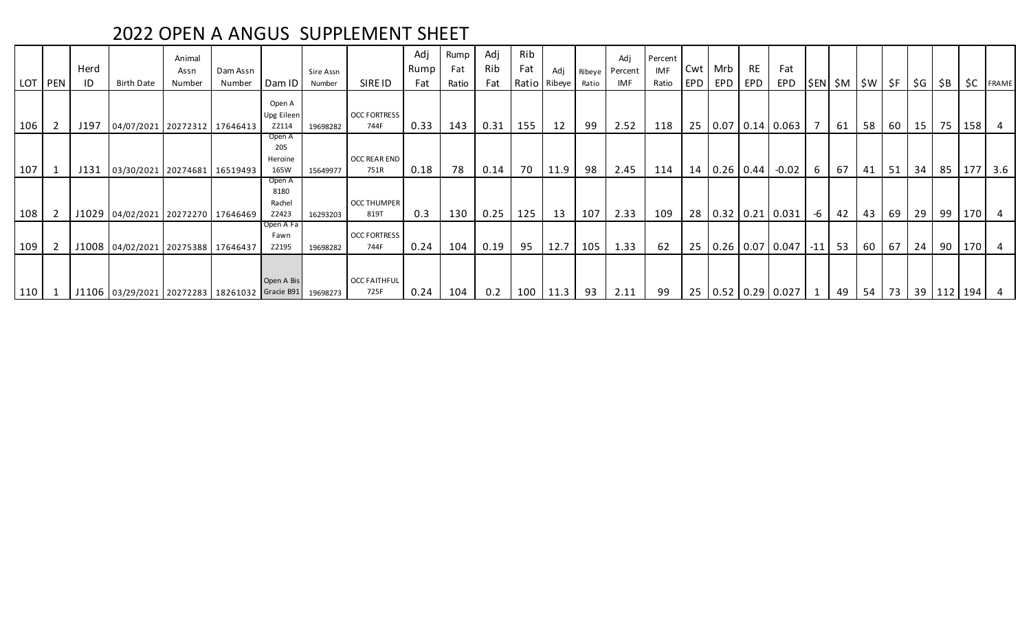# 2022 OPEN A ANGUS SUPPLEMENT SHEET

| LOT | PEN | Herd ID | Birth Date | Animal Assn Number | Dam Assn Number | Dam ID | Sire Assn Number | SIRE ID | Adj Rump Fat | Rump Fat Ratio | Adj Rib Fat | Rib Fat Ratio | Adj Ribeye | Ribeye Ratio | Adj Percent IMF | Percent IMF Ratio | Cwt EPD | Mrb EPD | RE EPD | Fat EPD | $EN | $M | $W | $F | $G | $B | $C | FRAME |
|---|---|---|---|---|---|---|---|---|---|---|---|---|---|---|---|---|---|---|---|---|---|---|---|---|---|---|---|---|
| 106 | 2 | J197 | 04/07/2021 | 20272312 | 17646413 | Open A Upg Eileen Z2114 | 19698282 | OCC FORTRESS 744F | 0.33 | 143 | 0.31 | 155 | 12 | 99 | 2.52 | 118 | 25 | 0.07 | 0.14 | 0.063 | 7 | 61 | 58 | 60 | 15 | 75 | 158 | 4 |
| 107 | 1 | J131 | 03/30/2021 | 20274681 | 16519493 | Open A 205 Heroine 165W | 15649977 | OCC REAR END 751R | 0.18 | 78 | 0.14 | 70 | 11.9 | 98 | 2.45 | 114 | 14 | 0.26 | 0.44 | -0.02 | 6 | 67 | 41 | 51 | 34 | 85 | 177 | 3.6 |
| 108 | 2 | J1029 | 04/02/2021 | 20272270 | 17646469 | Open A 8180 Rachel Z2423 | 16293203 | OCC THUMPER 819T | 0.3 | 130 | 0.25 | 125 | 13 | 107 | 2.33 | 109 | 28 | 0.32 | 0.21 | 0.031 | -6 | 42 | 43 | 69 | 29 | 99 | 170 | 4 |
| 109 | 2 | J1008 | 04/02/2021 | 20275388 | 17646437 | Open A Fa Fawn Z2195 | 19698282 | OCC FORTRESS 744F | 0.24 | 104 | 0.19 | 95 | 12.7 | 105 | 1.33 | 62 | 25 | 0.26 | 0.07 | 0.047 | -11 | 53 | 60 | 67 | 24 | 90 | 170 | 4 |
| 110 | 1 | J1106 | 03/29/2021 | 20272283 | 18261032 | Open A Bis Gracie B91 | 19698273 | OCC FAITHFUL 725F | 0.24 | 104 | 0.2 | 100 | 11.3 | 93 | 2.11 | 99 | 25 | 0.52 | 0.29 | 0.027 | 1 | 49 | 54 | 73 | 39 | 112 | 194 | 4 |